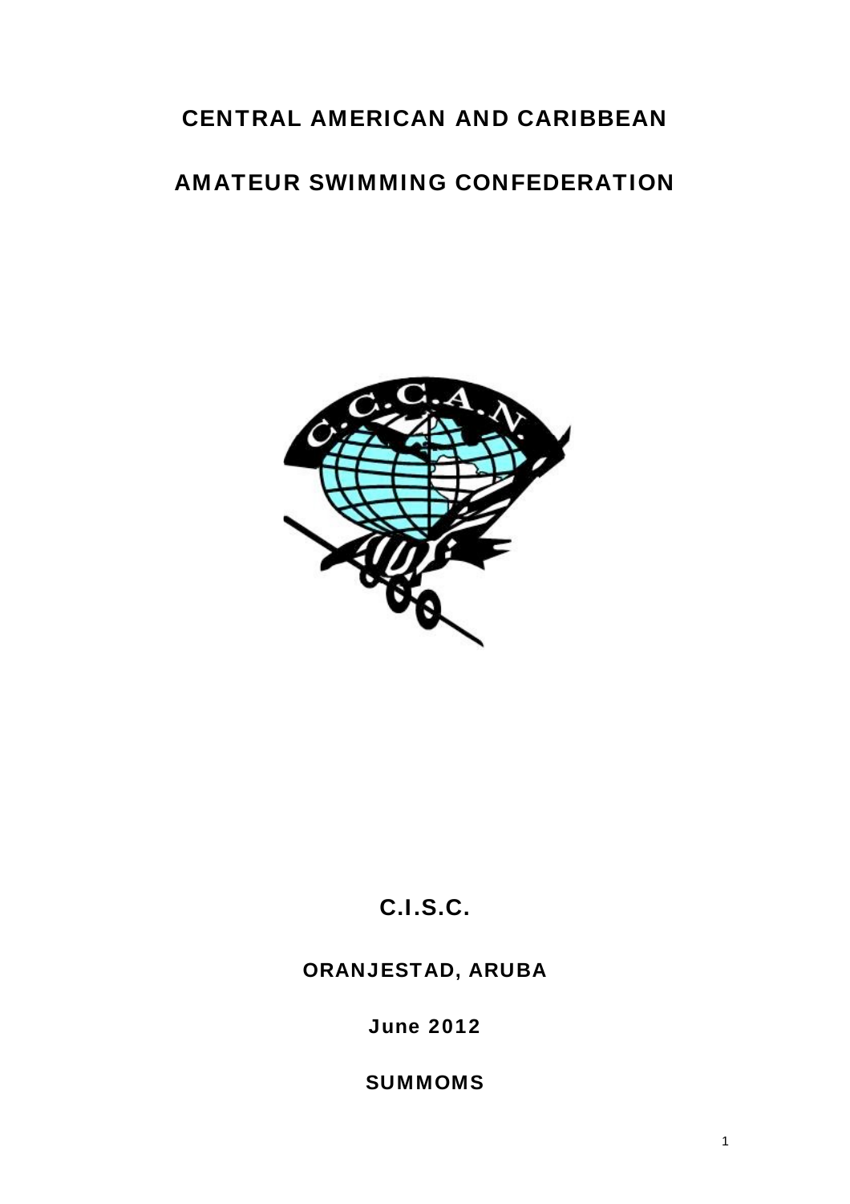# CENTRAL AMERICAN AND CARIBBEAN

# AMATEUR SWIMMING CONFEDERATION

## C.I.S.C.

### ORANJESTAD, ARUBA

### June 2012

### SUMMOMS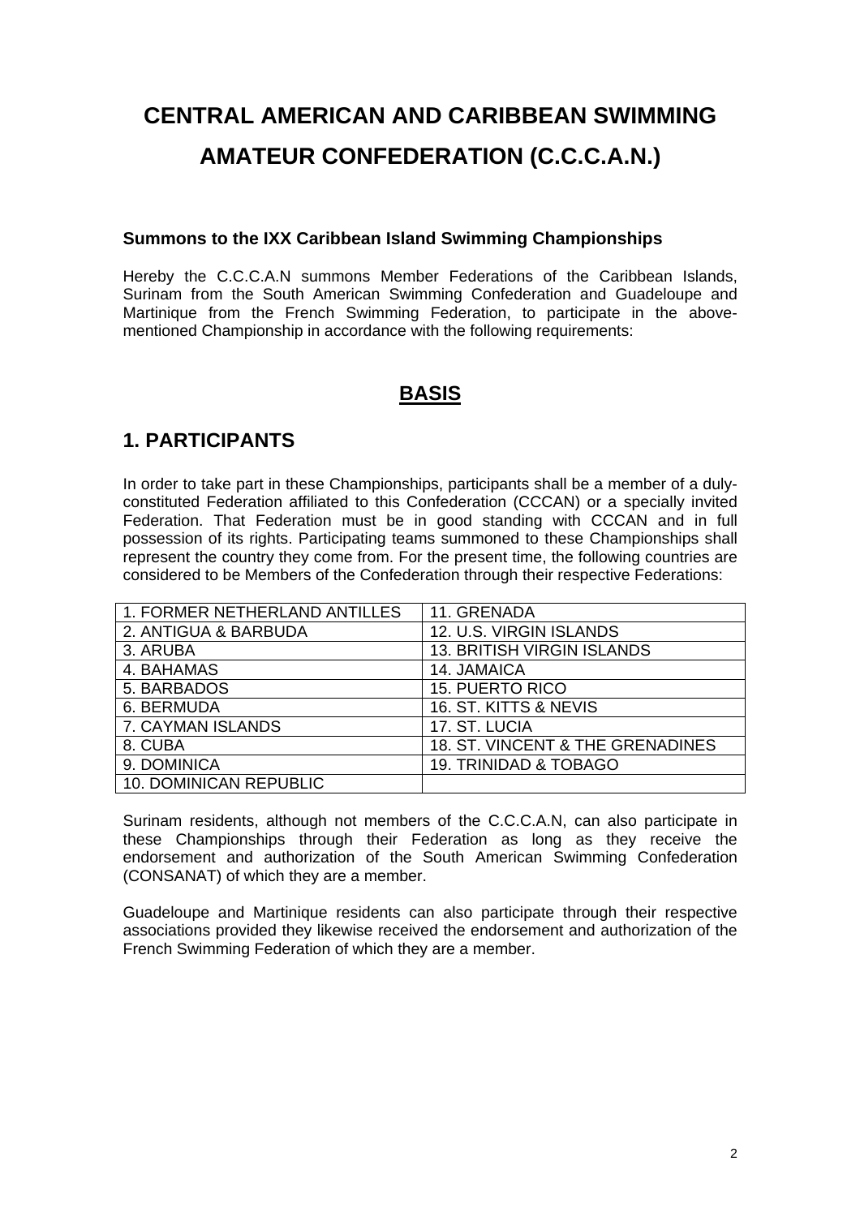# CENTRAL AMERICAN AND CARIBBEAN SWIMMING AMATEUR CONFEDERATION (C.C.C.A.N.)

**Summons to the IXX Caribbean Island Swimming Championships**

Hereby the C.C.C.A.N summons Member Federations of the Caribbean Islands, Surinam from the South American Swimming Confederation and Guadeloupe and Martinique from the French Swimming Federation, to participate in the above-mentioned Championship in accordance with the following requirements:

## BASIS

## 1. PARTICIPANTS

In order to take part in these Championships, participants shall be a member of a duly-constituted Federation affiliated to this Confederation (CCCAN) or a specially invited Federation. That Federation must be in good standing with CCCAN and in full possession of its rights. Participating teams summoned to these Championships shall represent the country they come from. For the present time, the following countries are considered to be Members of the Confederation through their respective Federations:

| | |
|---|---|
| 1. FORMER NETHERLAND ANTILLES | 11. GRENADA |
| 2. ANTIGUA & BARBUDA | 12. U.S. VIRGIN ISLANDS |
| 3. ARUBA | 13. BRITISH VIRGIN ISLANDS |
| 4. BAHAMAS | 14. JAMAICA |
| 5. BARBADOS | 15. PUERTO RICO |
| 6. BERMUDA | 16. ST. KITTS & NEVIS |
| 7. CAYMAN ISLANDS | 17. ST. LUCIA |
| 8. CUBA | 18. ST. VINCENT & THE GRENADINES |
| 9. DOMINICA | 19. TRINIDAD & TOBAGO |
| 10. DOMINICAN REPUBLIC | |

Surinam residents, although not members of the C.C.C.A.N, can also participate in these Championships through their Federation as long as they receive the endorsement and authorization of the South American Swimming Confederation (CONSANAT) of which they are a member.

Guadeloupe and Martinique residents can also participate through their respective associations provided they likewise received the endorsement and authorization of the French Swimming Federation of which they are a member.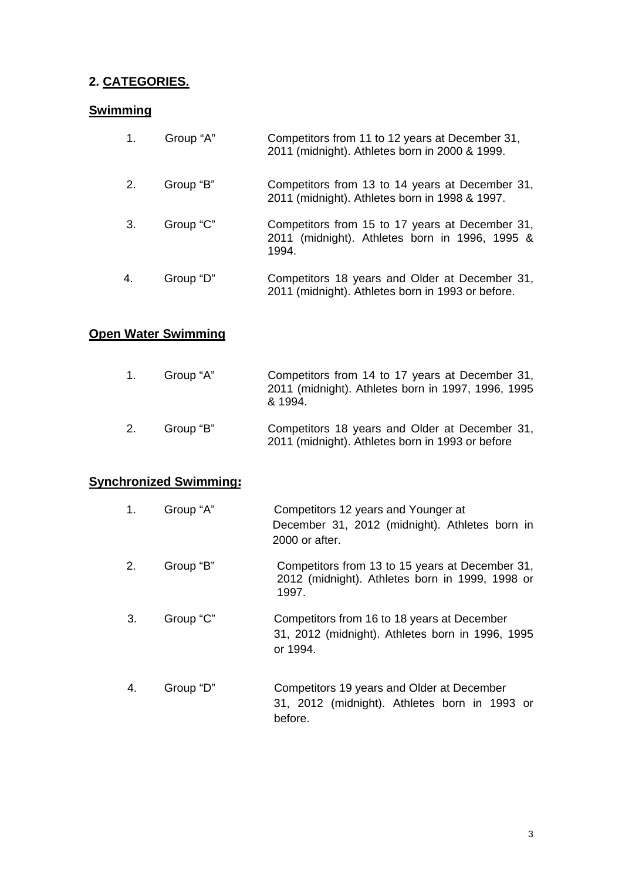## 2. CATEGORIES.

### Swimming

1. Group "A" — Competitors from 11 to 12 years at December 31, 2011 (midnight). Athletes born in 2000 & 1999.
2. Group "B" — Competitors from 13 to 14 years at December 31, 2011 (midnight). Athletes born in 1998 & 1997.
3. Group "C" — Competitors from 15 to 17 years at December 31, 2011 (midnight). Athletes born in 1996, 1995 & 1994.
4. Group "D" — Competitors 18 years and Older at December 31, 2011 (midnight). Athletes born in 1993 or before.

### Open Water Swimming

1. Group "A" — Competitors from 14 to 17 years at December 31, 2011 (midnight). Athletes born in 1997, 1996, 1995 & 1994.
2. Group "B" — Competitors 18 years and Older at December 31, 2011 (midnight). Athletes born in 1993 or before

### Synchronized Swimming:

1. Group "A" — Competitors 12 years and Younger at December 31, 2012 (midnight). Athletes born in 2000 or after.
2. Group "B" — Competitors from 13 to 15 years at December 31, 2012 (midnight). Athletes born in 1999, 1998 or 1997.
3. Group "C" — Competitors from 16 to 18 years at December 31, 2012 (midnight). Athletes born in 1996, 1995 or 1994.
4. Group "D" — Competitors 19 years and Older at December 31, 2012 (midnight). Athletes born in 1993 or before.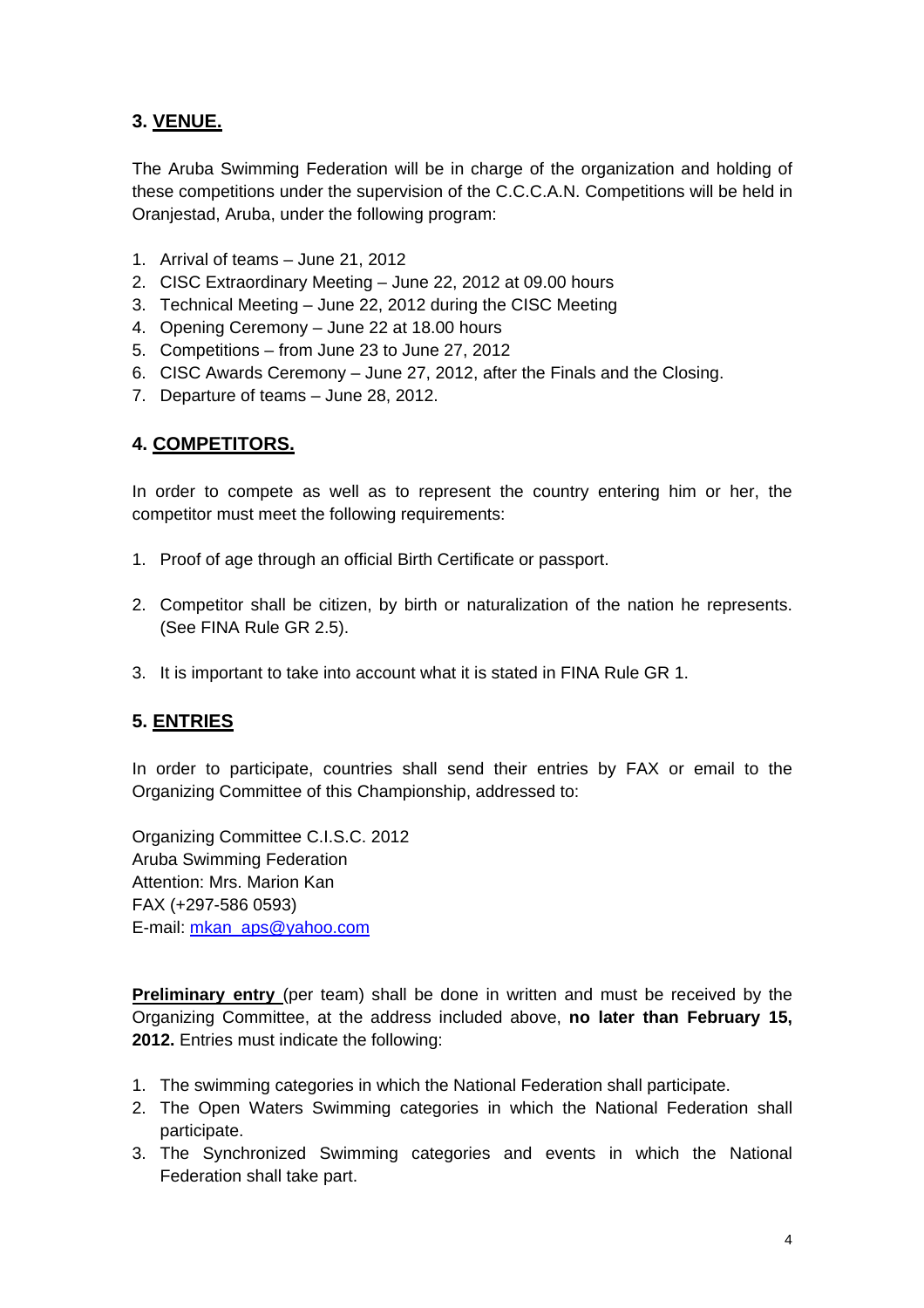## 3. VENUE.

The Aruba Swimming Federation will be in charge of the organization and holding of these competitions under the supervision of the C.C.C.A.N. Competitions will be held in Oranjestad, Aruba, under the following program:

1. Arrival of teams – June 21, 2012
2. CISC Extraordinary Meeting – June 22, 2012 at 09.00 hours
3. Technical Meeting – June 22, 2012 during the CISC Meeting
4. Opening Ceremony – June 22 at 18.00 hours
5. Competitions – from June 23 to June 27, 2012
6. CISC Awards Ceremony – June 27, 2012, after the Finals and the Closing.
7. Departure of teams – June 28, 2012.

## 4. COMPETITORS.

In order to compete as well as to represent the country entering him or her, the competitor must meet the following requirements:

1. Proof of age through an official Birth Certificate or passport.
2. Competitor shall be citizen, by birth or naturalization of the nation he represents. (See FINA Rule GR 2.5).
3. It is important to take into account what it is stated in FINA Rule GR 1.

## 5. ENTRIES

In order to participate, countries shall send their entries by FAX or email to the Organizing Committee of this Championship, addressed to:

Organizing Committee C.I.S.C. 2012
Aruba Swimming Federation
Attention: Mrs. Marion Kan
FAX (+297-586 0593)
E-mail: mkan_aps@yahoo.com

**Preliminary entry** (per team) shall be done in written and must be received by the Organizing Committee, at the address included above, **no later than February 15, 2012.** Entries must indicate the following:

1. The swimming categories in which the National Federation shall participate.
2. The Open Waters Swimming categories in which the National Federation shall participate.
3. The Synchronized Swimming categories and events in which the National Federation shall take part.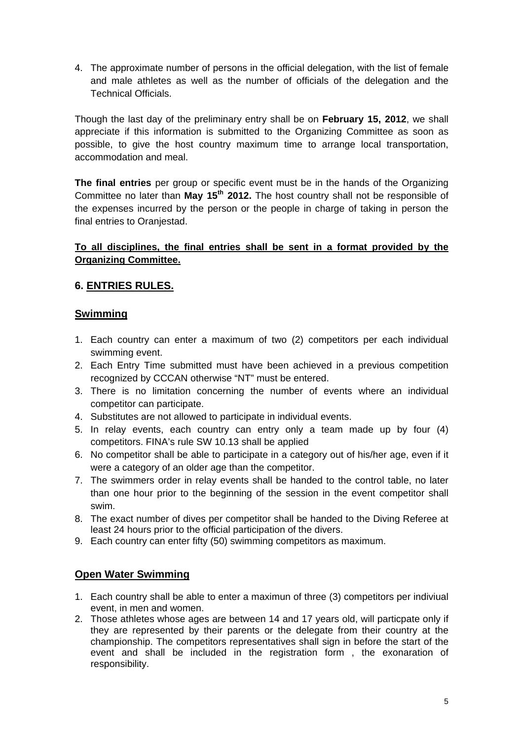4. The approximate number of persons in the official delegation, with the list of female and male athletes as well as the number of officials of the delegation and the Technical Officials.

Though the last day of the preliminary entry shall be on **February 15, 2012**, we shall appreciate if this information is submitted to the Organizing Committee as soon as possible, to give the host country maximum time to arrange local transportation, accommodation and meal.

**The final entries** per group or specific event must be in the hands of the Organizing Committee no later than **May 15th 2012.** The host country shall not be responsible of the expenses incurred by the person or the people in charge of taking in person the final entries to Oranjestad.

**To all disciplines, the final entries shall be sent in a format provided by the Organizing Committee.**

## 6. ENTRIES RULES.

### Swimming

1. Each country can enter a maximum of two (2) competitors per each individual swimming event.
2. Each Entry Time submitted must have been achieved in a previous competition recognized by CCCAN otherwise "NT" must be entered.
3. There is no limitation concerning the number of events where an individual competitor can participate.
4. Substitutes are not allowed to participate in individual events.
5. In relay events, each country can entry only a team made up by four (4) competitors. FINA's rule SW 10.13 shall be applied
6. No competitor shall be able to participate in a category out of his/her age, even if it were a category of an older age than the competitor.
7. The swimmers order in relay events shall be handed to the control table, no later than one hour prior to the beginning of the session in the event competitor shall swim.
8. The exact number of dives per competitor shall be handed to the Diving Referee at least 24 hours prior to the official participation of the divers.
9. Each country can enter fifty (50) swimming competitors as maximum.

### Open Water Swimming

1. Each country shall be able to enter a maximun of three (3) competitors per indiviual event, in men and women.
2. Those athletes whose ages are between 14 and 17 years old, will particpate only if they are represented by their parents or the delegate from their country at the championship. The competitors representatives shall sign in before the start of the event and shall be included in the registration form , the exonaration of responsibility.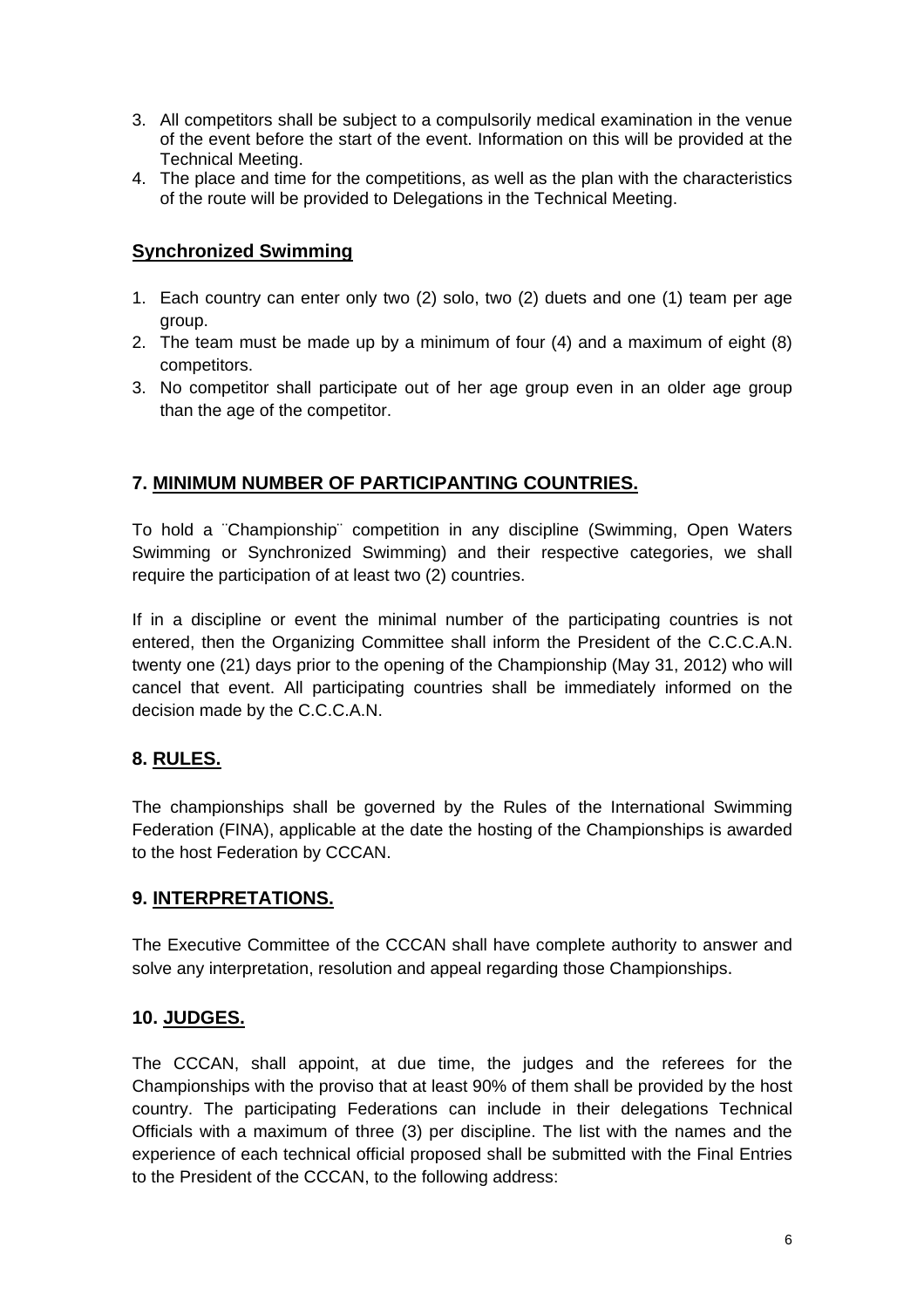3. All competitors shall be subject to a compulsorily medical examination in the venue of the event before the start of the event. Information on this will be provided at the Technical Meeting.
4. The place and time for the competitions, as well as the plan with the characteristics of the route will be provided to Delegations in the Technical Meeting.

**Synchronized Swimming**

1. Each country can enter only two (2) solo, two (2) duets and one (1) team per age group.
2. The team must be made up by a minimum of four (4) and a maximum of eight (8) competitors.
3. No competitor shall participate out of her age group even in an older age group than the age of the competitor.

## 7. MINIMUM NUMBER OF PARTICIPANTING COUNTRIES.

To hold a ¨Championship¨ competition in any discipline (Swimming, Open Waters Swimming or Synchronized Swimming) and their respective categories, we shall require the participation of at least two (2) countries.

If in a discipline or event the minimal number of the participating countries is not entered, then the Organizing Committee shall inform the President of the C.C.C.A.N. twenty one (21) days prior to the opening of the Championship (May 31, 2012) who will cancel that event. All participating countries shall be immediately informed on the decision made by the C.C.C.A.N.

## 8. RULES.

The championships shall be governed by the Rules of the International Swimming Federation (FINA), applicable at the date the hosting of the Championships is awarded to the host Federation by CCCAN.

## 9. INTERPRETATIONS.

The Executive Committee of the CCCAN shall have complete authority to answer and solve any interpretation, resolution and appeal regarding those Championships.

## 10. JUDGES.

The CCCAN, shall appoint, at due time, the judges and the referees for the Championships with the proviso that at least 90% of them shall be provided by the host country. The participating Federations can include in their delegations Technical Officials with a maximum of three (3) per discipline. The list with the names and the experience of each technical official proposed shall be submitted with the Final Entries to the President of the CCCAN, to the following address: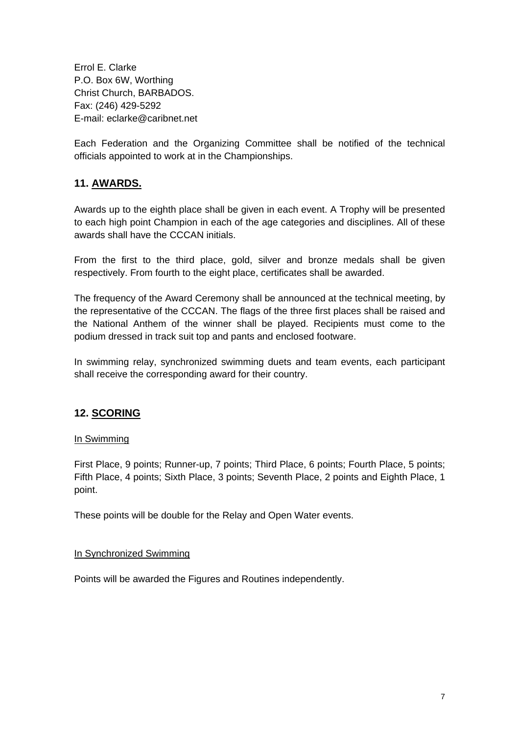Errol E. Clarke
P.O. Box 6W, Worthing
Christ Church, BARBADOS.
Fax: (246) 429-5292
E-mail: eclarke@caribnet.net

Each Federation and the Organizing Committee shall be notified of the technical officials appointed to work at in the Championships.

## 11. <u>AWARDS.</u>

Awards up to the eighth place shall be given in each event. A Trophy will be presented to each high point Champion in each of the age categories and disciplines. All of these awards shall have the CCCAN initials.

From the first to the third place, gold, silver and bronze medals shall be given respectively. From fourth to the eight place, certificates shall be awarded.

The frequency of the Award Ceremony shall be announced at the technical meeting, by the representative of the CCCAN. The flags of the three first places shall be raised and the National Anthem of the winner shall be played. Recipients must come to the podium dressed in track suit top and pants and enclosed footware.

In swimming relay, synchronized swimming duets and team events, each participant shall receive the corresponding award for their country.

## 12. <u>SCORING</u>

<u>In Swimming</u>

First Place, 9 points; Runner-up, 7 points; Third Place, 6 points; Fourth Place, 5 points; Fifth Place, 4 points; Sixth Place, 3 points; Seventh Place, 2 points and Eighth Place, 1 point.

These points will be double for the Relay and Open Water events.

<u>In Synchronized Swimming</u>

Points will be awarded the Figures and Routines independently.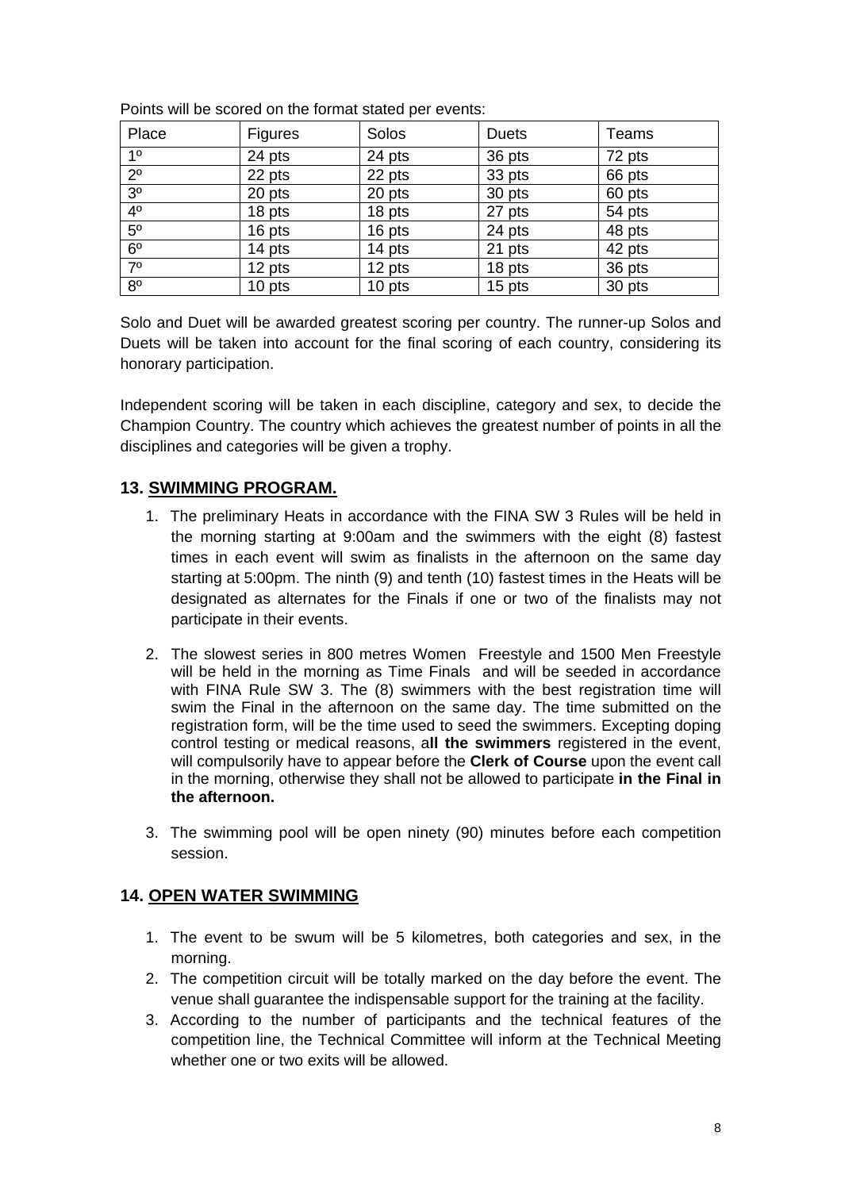Points will be scored on the format stated per events:

| Place | Figures | Solos | Duets | Teams |
|---|---|---|---|---|
| 1º | 24 pts | 24 pts | 36 pts | 72 pts |
| 2º | 22 pts | 22 pts | 33 pts | 66 pts |
| 3º | 20 pts | 20 pts | 30 pts | 60 pts |
| 4º | 18 pts | 18 pts | 27 pts | 54 pts |
| 5º | 16 pts | 16 pts | 24 pts | 48 pts |
| 6º | 14 pts | 14 pts | 21 pts | 42 pts |
| 7º | 12 pts | 12 pts | 18 pts | 36 pts |
| 8º | 10 pts | 10 pts | 15 pts | 30 pts |

Solo and Duet will be awarded greatest scoring per country. The runner-up Solos and Duets will be taken into account for the final scoring of each country, considering its honorary participation.

Independent scoring will be taken in each discipline, category and sex, to decide the Champion Country. The country which achieves the greatest number of points in all the disciplines and categories will be given a trophy.

## 13. SWIMMING PROGRAM.

1. The preliminary Heats in accordance with the FINA SW 3 Rules will be held in the morning starting at 9:00am and the swimmers with the eight (8) fastest times in each event will swim as finalists in the afternoon on the same day starting at 5:00pm. The ninth (9) and tenth (10) fastest times in the Heats will be designated as alternates for the Finals if one or two of the finalists may not participate in their events.

2. The slowest series in 800 metres Women Freestyle and 1500 Men Freestyle will be held in the morning as Time Finals and will be seeded in accordance with FINA Rule SW 3. The (8) swimmers with the best registration time will swim the Final in the afternoon on the same day. The time submitted on the registration form, will be the time used to seed the swimmers. Excepting doping control testing or medical reasons, a**ll the swimmers** registered in the event, will compulsorily have to appear before the **Clerk of Course** upon the event call in the morning, otherwise they shall not be allowed to participate **in the Final in the afternoon.**

3. The swimming pool will be open ninety (90) minutes before each competition session.

## 14. OPEN WATER SWIMMING

1. The event to be swum will be 5 kilometres, both categories and sex, in the morning.
2. The competition circuit will be totally marked on the day before the event. The venue shall guarantee the indispensable support for the training at the facility.
3. According to the number of participants and the technical features of the competition line, the Technical Committee will inform at the Technical Meeting whether one or two exits will be allowed.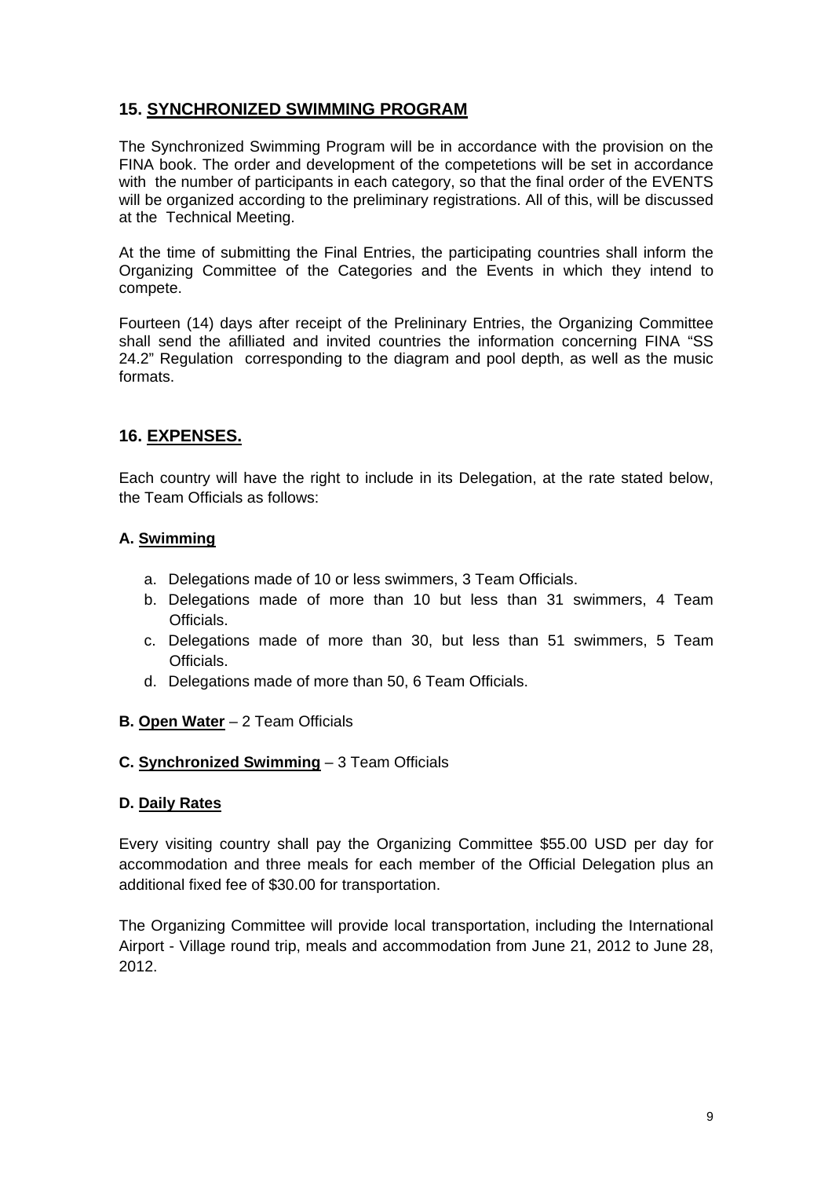## 15. SYNCHRONIZED SWIMMING PROGRAM

The Synchronized Swimming Program will be in accordance with the provision on the FINA book. The order and development of the competetions will be set in accordance with the number of participants in each category, so that the final order of the EVENTS will be organized according to the preliminary registrations. All of this, will be discussed at the Technical Meeting.

At the time of submitting the Final Entries, the participating countries shall inform the Organizing Committee of the Categories and the Events in which they intend to compete.

Fourteen (14) days after receipt of the Prelininary Entries, the Organizing Committee shall send the afilliated and invited countries the information concerning FINA "SS 24.2" Regulation corresponding to the diagram and pool depth, as well as the music formats.

## 16. EXPENSES.

Each country will have the right to include in its Delegation, at the rate stated below, the Team Officials as follows:

### A. Swimming

a. Delegations made of 10 or less swimmers, 3 Team Officials.
b. Delegations made of more than 10 but less than 31 swimmers, 4 Team Officials.
c. Delegations made of more than 30, but less than 51 swimmers, 5 Team Officials.
d. Delegations made of more than 50, 6 Team Officials.

**B. Open Water** – 2 Team Officials

**C. Synchronized Swimming** – 3 Team Officials

### D. Daily Rates

Every visiting country shall pay the Organizing Committee $55.00 USD per day for accommodation and three meals for each member of the Official Delegation plus an additional fixed fee of $30.00 for transportation.

The Organizing Committee will provide local transportation, including the International Airport - Village round trip, meals and accommodation from June 21, 2012 to June 28, 2012.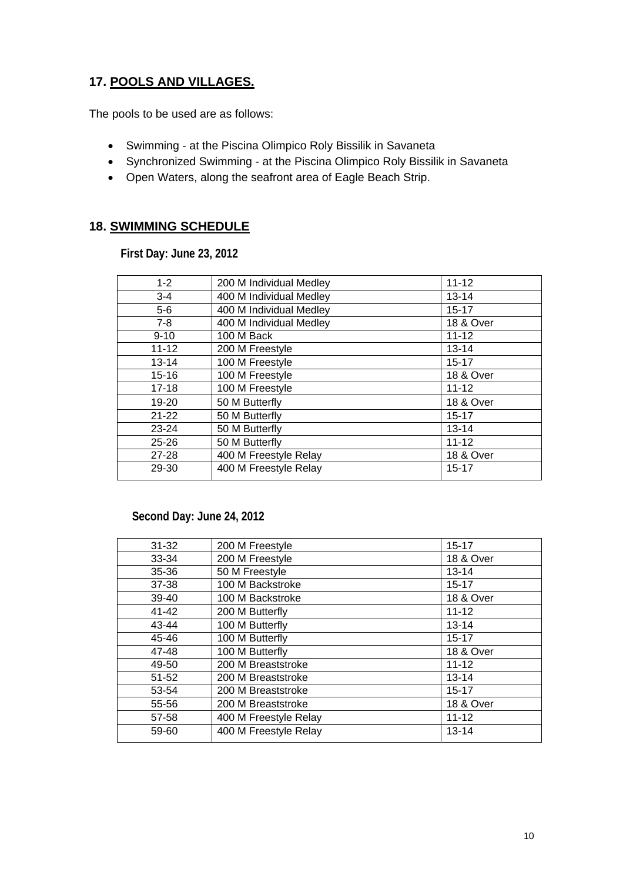## 17. POOLS AND VILLAGES.

The pools to be used are as follows:

- Swimming - at the Piscina Olimpico Roly Bissilik in Savaneta
- Synchronized Swimming - at the Piscina Olimpico Roly Bissilik in Savaneta
- Open Waters, along the seafront area of Eagle Beach Strip.

## 18. SWIMMING SCHEDULE

**First Day: June 23, 2012**

| | | |
|---|---|---|
| 1-2 | 200 M Individual Medley | 11-12 |
| 3-4 | 400 M Individual Medley | 13-14 |
| 5-6 | 400 M Individual Medley | 15-17 |
| 7-8 | 400 M Individual Medley | 18 & Over |
| 9-10 | 100 M Back | 11-12 |
| 11-12 | 200 M Freestyle | 13-14 |
| 13-14 | 100 M Freestyle | 15-17 |
| 15-16 | 100 M Freestyle | 18 & Over |
| 17-18 | 100 M Freestyle | 11-12 |
| 19-20 | 50 M Butterfly | 18 & Over |
| 21-22 | 50 M Butterfly | 15-17 |
| 23-24 | 50 M Butterfly | 13-14 |
| 25-26 | 50 M Butterfly | 11-12 |
| 27-28 | 400 M Freestyle Relay | 18 & Over |
| 29-30 | 400 M Freestyle Relay | 15-17 |

**Second Day: June 24, 2012**

| | | |
|---|---|---|
| 31-32 | 200 M Freestyle | 15-17 |
| 33-34 | 200 M Freestyle | 18 & Over |
| 35-36 | 50 M Freestyle | 13-14 |
| 37-38 | 100 M Backstroke | 15-17 |
| 39-40 | 100 M Backstroke | 18 & Over |
| 41-42 | 200 M Butterfly | 11-12 |
| 43-44 | 100 M Butterfly | 13-14 |
| 45-46 | 100 M Butterfly | 15-17 |
| 47-48 | 100 M Butterfly | 18 & Over |
| 49-50 | 200 M Breaststroke | 11-12 |
| 51-52 | 200 M Breaststroke | 13-14 |
| 53-54 | 200 M Breaststroke | 15-17 |
| 55-56 | 200 M Breaststroke | 18 & Over |
| 57-58 | 400 M Freestyle Relay | 11-12 |
| 59-60 | 400 M Freestyle Relay | 13-14 |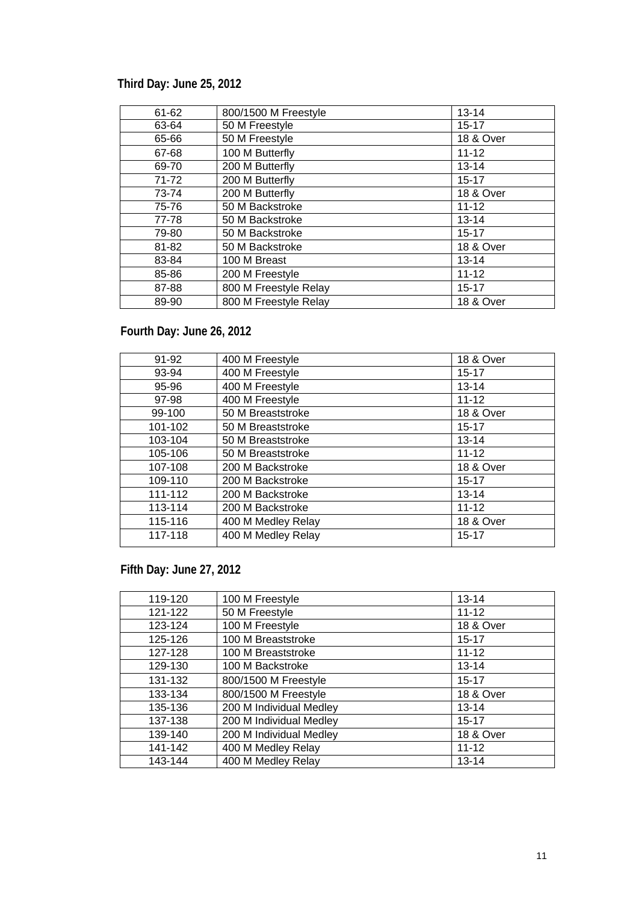**Third Day: June 25, 2012**

| | | |
|---|---|---|
| 61-62 | 800/1500 M Freestyle | 13-14 |
| 63-64 | 50 M Freestyle | 15-17 |
| 65-66 | 50 M Freestyle | 18 & Over |
| 67-68 | 100 M Butterfly | 11-12 |
| 69-70 | 200 M Butterfly | 13-14 |
| 71-72 | 200 M Butterfly | 15-17 |
| 73-74 | 200 M Butterfly | 18 & Over |
| 75-76 | 50 M Backstroke | 11-12 |
| 77-78 | 50 M Backstroke | 13-14 |
| 79-80 | 50 M Backstroke | 15-17 |
| 81-82 | 50 M Backstroke | 18 & Over |
| 83-84 | 100 M Breast | 13-14 |
| 85-86 | 200 M Freestyle | 11-12 |
| 87-88 | 800 M Freestyle Relay | 15-17 |
| 89-90 | 800 M Freestyle Relay | 18 & Over |

**Fourth Day: June 26, 2012**

| | | |
|---|---|---|
| 91-92 | 400 M Freestyle | 18 & Over |
| 93-94 | 400 M Freestyle | 15-17 |
| 95-96 | 400 M Freestyle | 13-14 |
| 97-98 | 400 M Freestyle | 11-12 |
| 99-100 | 50 M Breaststroke | 18 & Over |
| 101-102 | 50 M Breaststroke | 15-17 |
| 103-104 | 50 M Breaststroke | 13-14 |
| 105-106 | 50 M Breaststroke | 11-12 |
| 107-108 | 200 M Backstroke | 18 & Over |
| 109-110 | 200 M Backstroke | 15-17 |
| 111-112 | 200 M Backstroke | 13-14 |
| 113-114 | 200 M Backstroke | 11-12 |
| 115-116 | 400 M Medley Relay | 18 & Over |
| 117-118 | 400 M Medley Relay | 15-17 |

**Fifth Day: June 27, 2012**

| | | |
|---|---|---|
| 119-120 | 100 M Freestyle | 13-14 |
| 121-122 | 50 M Freestyle | 11-12 |
| 123-124 | 100 M Freestyle | 18 & Over |
| 125-126 | 100 M Breaststroke | 15-17 |
| 127-128 | 100 M Breaststroke | 11-12 |
| 129-130 | 100 M Backstroke | 13-14 |
| 131-132 | 800/1500 M Freestyle | 15-17 |
| 133-134 | 800/1500 M Freestyle | 18 & Over |
| 135-136 | 200 M Individual Medley | 13-14 |
| 137-138 | 200 M Individual Medley | 15-17 |
| 139-140 | 200 M Individual Medley | 18 & Over |
| 141-142 | 400 M Medley Relay | 11-12 |
| 143-144 | 400 M Medley Relay | 13-14 |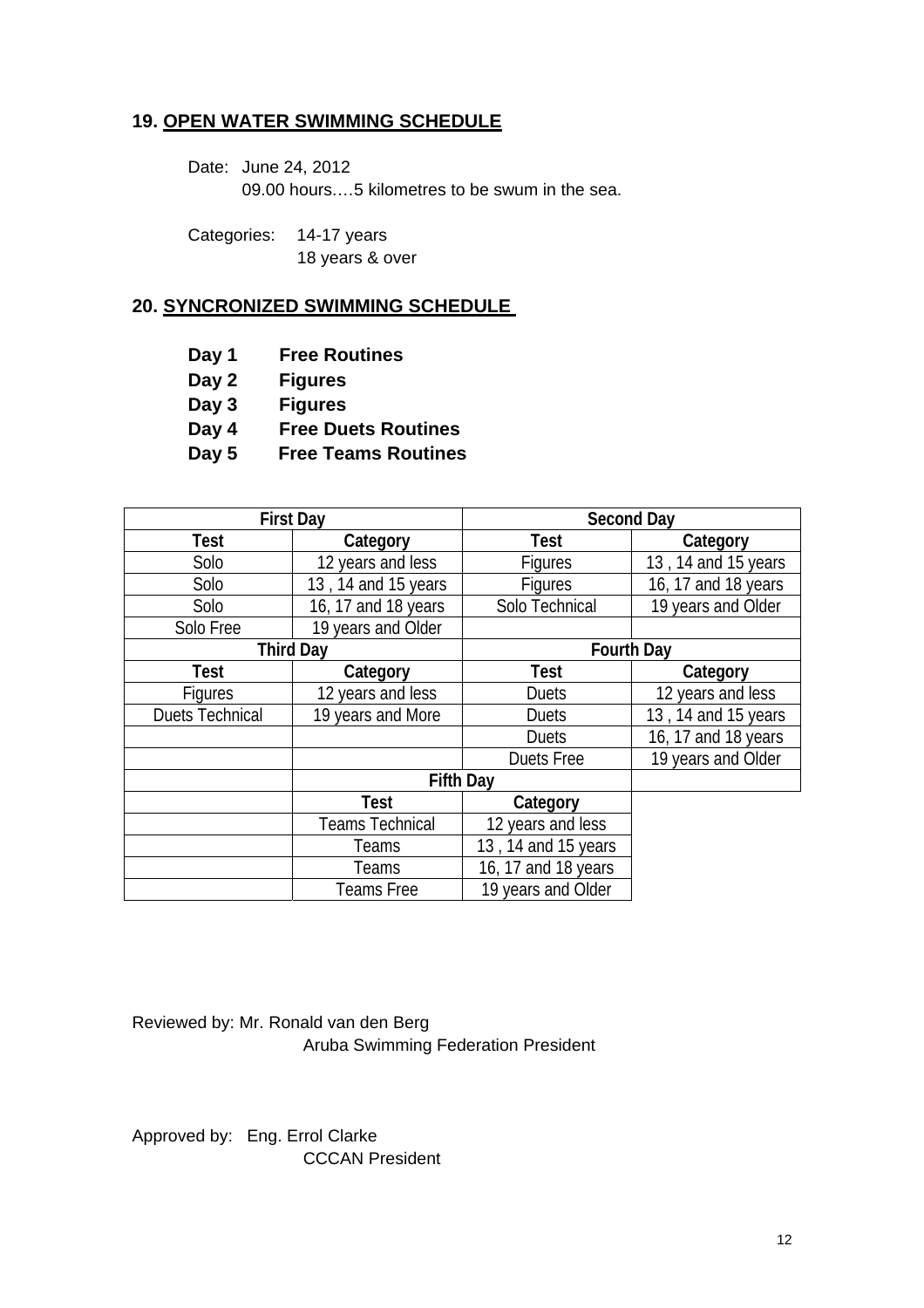## 19. OPEN WATER SWIMMING SCHEDULE

Date: June 24, 2012
09.00 hours….5 kilometres to be swum in the sea.

Categories: 14-17 years
18 years & over

## 20. SYNCRONIZED SWIMMING SCHEDULE

**Day 1 Free Routines**
**Day 2 Figures**
**Day 3 Figures**
**Day 4 Free Duets Routines**
**Day 5 Free Teams Routines**

| First Day | | Second Day | |
|---|---|---|---|
| **Test** | **Category** | **Test** | **Category** |
| Solo | 12 years and less | Figures | 13 , 14 and 15 years |
| Solo | 13 , 14 and 15 years | Figures | 16, 17 and 18 years |
| Solo | 16, 17 and 18 years | Solo Technical | 19 years and Older |
| Solo Free | 19 years and Older | | |
| **Third Day** | | **Fourth Day** | |
| **Test** | **Category** | **Test** | **Category** |
| Figures | 12 years and less | Duets | 12 years and less |
| Duets Technical | 19 years and More | Duets | 13 , 14 and 15 years |
| | | Duets | 16, 17 and 18 years |
| | | Duets Free | 19 years and Older |
| | **Fifth Day** | | |
| | **Test** | **Category** | |
| | Teams Technical | 12 years and less | |
| | Teams | 13 , 14 and 15 years | |
| | Teams | 16, 17 and 18 years | |
| | Teams Free | 19 years and Older | |

Reviewed by: Mr. Ronald van den Berg
Aruba Swimming Federation President

Approved by: Eng. Errol Clarke
CCCAN President